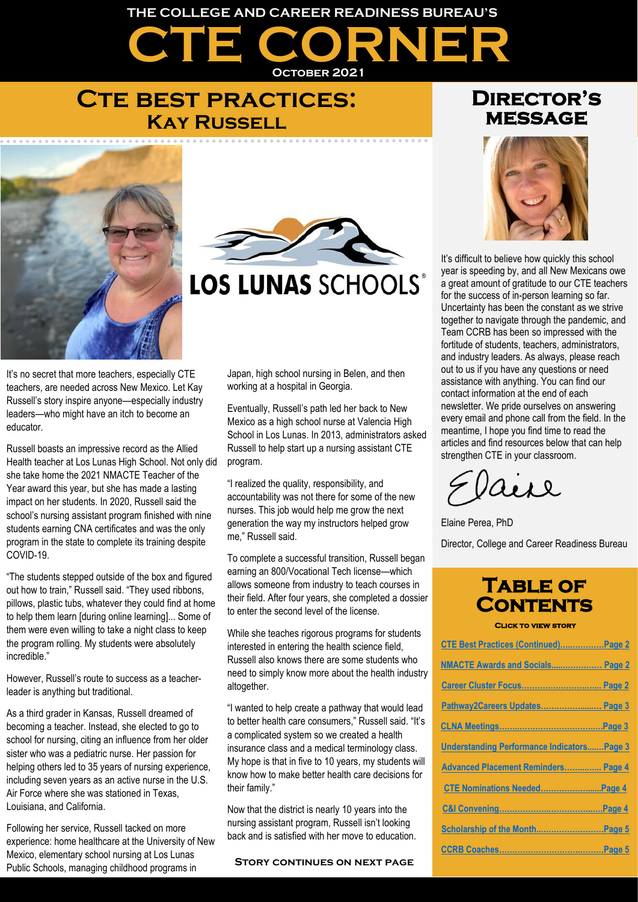THE COLLEGE AND CAREER READINESS BUREAU'S

# CTE CORNER

October 2021

## CTE Best Practices: Kay Russell

It's no secret that more teachers, especially CTE teachers, are needed across New Mexico. Let Kay Russell's story inspire anyone—especially industry leaders—who might have an itch to become an educator.

Russell boasts an impressive record as the Allied Health teacher at Los Lunas High School. Not only did she take home the 2021 NMACTE Teacher of the Year award this year, but she has made a lasting impact on her students. In 2020, Russell said the school's nursing assistant program finished with nine students earning CNA certificates and was the only program in the state to complete its training despite COVID-19.

"The students stepped outside of the box and figured out how to train," Russell said. "They used ribbons, pillows, plastic tubs, whatever they could find at home to help them learn [during online learning]... Some of them were even willing to take a night class to keep the program rolling. My students were absolutely incredible."

However, Russell's route to success as a teacher-leader is anything but traditional.

As a third grader in Kansas, Russell dreamed of becoming a teacher. Instead, she elected to go to school for nursing, citing an influence from her older sister who was a pediatric nurse. Her passion for helping others led to 35 years of nursing experience, including seven years as an active nurse in the U.S. Air Force where she was stationed in Texas, Louisiana, and California.

Following her service, Russell tacked on more experience: home healthcare at the University of New Mexico, elementary school nursing at Los Lunas Public Schools, managing childhood programs in Japan, high school nursing in Belen, and then working at a hospital in Georgia.

Eventually, Russell's path led her back to New Mexico as a high school nurse at Valencia High School in Los Lunas. In 2013, administrators asked Russell to help start up a nursing assistant CTE program.

"I realized the quality, responsibility, and accountability was not there for some of the new nurses. This job would help me grow the next generation the way my instructors helped grow me," Russell said.

To complete a successful transition, Russell began earning an 800/Vocational Tech license—which allows someone from industry to teach courses in their field. After four years, she completed a dossier to enter the second level of the license.

While she teaches rigorous programs for students interested in entering the health science field, Russell also knows there are some students who need to simply know more about the health industry altogether.

"I wanted to help create a pathway that would lead to better health care consumers," Russell said. "It's a complicated system so we created a health insurance class and a medical terminology class. My hope is that in five to 10 years, my students will know how to make better health care decisions for their family."

Now that the district is nearly 10 years into the nursing assistant program, Russell isn't looking back and is satisfied with her move to education.

**Story continues on next page**

## Director's Message

It's difficult to believe how quickly this school year is speeding by, and all New Mexicans owe a great amount of gratitude to our CTE teachers for the success of in-person learning so far. Uncertainty has been the constant as we strive together to navigate through the pandemic, and Team CCRB has been so impressed with the fortitude of students, teachers, administrators, and industry leaders. As always, please reach out to us if you have any questions or need assistance with anything. You can find our contact information at the end of each newsletter. We pride ourselves on answering every email and phone call from the field. In the meantime, I hope you find time to read the articles and find resources below that can help strengthen CTE in your classroom.

Elaine

Elaine Perea, PhD

Director, College and Career Readiness Bureau

## Table of Contents

Click to view story

- CTE Best Practices (Continued)................Page 2
- NMACTE Awards and Socials................. Page 2
- Career Cluster Focus.............................. Page 2
- Pathway2Careers Updates...................... Page 3
- CLNA Meetings........................................Page 3
- Understanding Performance Indicators.......Page 3
- Advanced Placement Reminders.............. Page 4
- CTE Nominations Needed.........................Page 4
- C&I Convening..........................................Page 4
- Scholarship of the Month..........................Page 5
- CCRB Coaches..........................................Page 5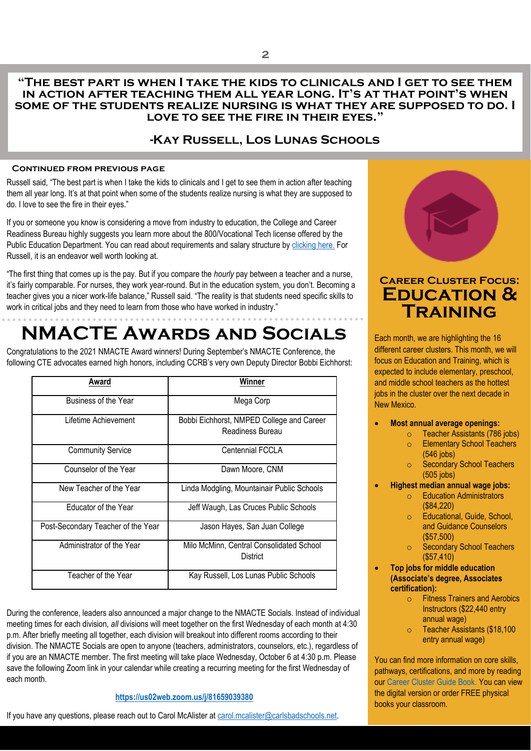**"The best part is when I take the kids to clinicals and I get to see them in action after teaching them all year long. It's at that point's when some of the students realize nursing is what they are supposed to do. I love to see the fire in their eyes."**

**-Kay Russell, Los Lunas Schools**

### Continued from previous page

Russell said, "The best part is when I take the kids to clinicals and I get to see them in action after teaching them all year long. It's at that point when some of the students realize nursing is what they are supposed to do. I love to see the fire in their eyes."

If you or someone you know is considering a move from industry to education, the College and Career Readiness Bureau highly suggests you learn more about the 800/Vocational Tech license offered by the Public Education Department. You can read about requirements and salary structure by clicking here. For Russell, it is an endeavor well worth looking at.

"The first thing that comes up is the pay. But if you compare the *hourly* pay between a teacher and a nurse, it's fairly comparable. For nurses, they work year-round. But in the education system, you don't. Becoming a teacher gives you a nicer work-life balance," Russell said. "The reality is that students need specific skills to work in critical jobs and they need to learn from those who have worked in industry."

# NMACTE Awards and Socials

Congratulations to the 2021 NMACTE Award winners! During September's NMACTE Conference, the following CTE advocates earned high honors, including CCRB's very own Deputy Director Bobbi Eichhorst:

| Award | Winner |
| --- | --- |
| Business of the Year | Mega Corp |
| Lifetime Achievement | Bobbi Eichhorst, NMPED College and Career Readiness Bureau |
| Community Service | Centennial FCCLA |
| Counselor of the Year | Dawn Moore, CNM |
| New Teacher of the Year | Linda Modgling, Mountainair Public Schools |
| Educator of the Year | Jeff Waugh, Las Cruces Public Schools |
| Post-Secondary Teacher of the Year | Jason Hayes, San Juan College |
| Administrator of the Year | Milo McMinn, Central Consolidated School District |
| Teacher of the Year | Kay Russell, Los Lunas Public Schools |

During the conference, leaders also announced a major change to the NMACTE Socials. Instead of individual meeting times for each division, *all* divisions will meet together on the first Wednesday of each month at 4:30 p.m. After briefly meeting all together, each division will breakout into different rooms according to their division. The NMACTE Socials are open to anyone (teachers, administrators, counselors, etc.), regardless of if you are an NMACTE member. The first meeting will take place Wednesday, October 6 at 4:30 p.m. Please save the following Zoom link in your calendar while creating a recurring meeting for the first Wednesday of each month.

**https://us02web.zoom.us/j/81659039380**

If you have any questions, please reach out to Carol McAlister at carol.mcalister@carlsbadschools.net.

## Career Cluster Focus: Education & Training

Each month, we are highlighting the 16 different career clusters. This month, we will focus on Education and Training, which is expected to include elementary, preschool, and middle school teachers as the hottest jobs in the cluster over the next decade in New Mexico.

- **Most annual average openings:**
  - Teacher Assistants (786 jobs)
  - Elementary School Teachers (546 jobs)
  - Secondary School Teachers (505 jobs)
- **Highest median annual wage jobs:**
  - Education Administrators ($84,220)
  - Educational, Guide, School, and Guidance Counselors ($57,500)
  - Secondary School Teachers ($57,410)
- **Top jobs for middle education (Associate's degree, Associates certification):**
  - Fitness Trainers and Aerobics Instructors ($22,440 entry annual wage)
  - Teacher Assistants ($18,100 entry annual wage)

You can find more information on core skills, pathways, certifications, and more by reading our Career Cluster Guide Book. You can view the digital version or order FREE physical books your classroom.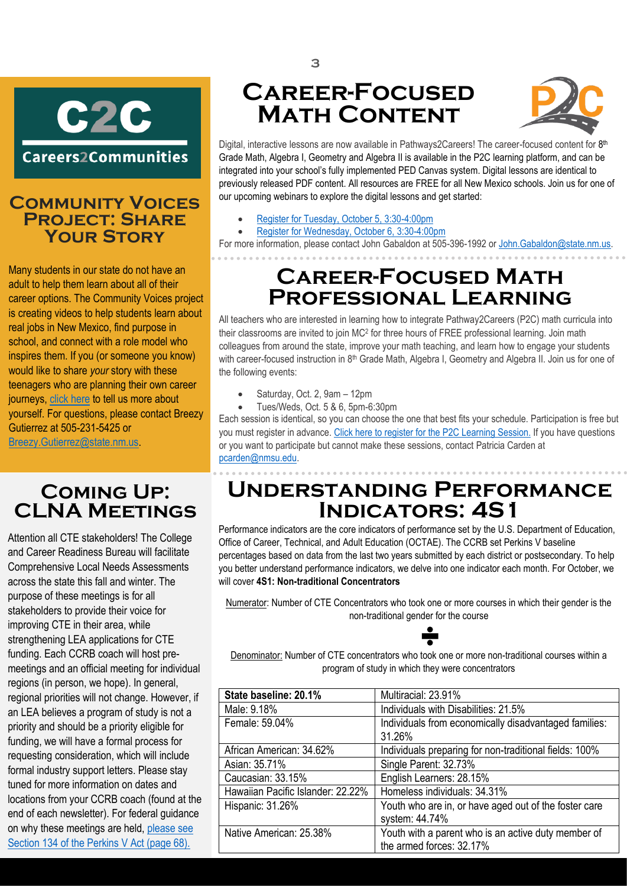C2C

Careers2Communities

## Community Voices Project: Share Your Story

Many students in our state do not have an adult to help them learn about all of their career options. The Community Voices project is creating videos to help students learn about real jobs in New Mexico, find purpose in school, and connect with a role model who inspires them. If you (or someone you know) would like to share *your* story with these teenagers who are planning their own career journeys, click here to tell us more about yourself. For questions, please contact Breezy Gutierrez at 505-231-5425 or Breezy.Gutierrez@state.nm.us.

## Coming Up: CLNA Meetings

Attention all CTE stakeholders! The College and Career Readiness Bureau will facilitate Comprehensive Local Needs Assessments across the state this fall and winter. The purpose of these meetings is for all stakeholders to provide their voice for improving CTE in their area, while strengthening LEA applications for CTE funding. Each CCRB coach will host pre-meetings and an official meeting for individual regions (in person, we hope). In general, regional priorities will not change. However, if an LEA believes a program of study is not a priority and should be a priority eligible for funding, we will have a formal process for requesting consideration, which will include formal industry support letters. Please stay tuned for more information on dates and locations from your CCRB coach (found at the end of each newsletter). For federal guidance on why these meetings are held, please see Section 134 of the Perkins V Act (page 68).

## Career-Focused Math Content

Digital, interactive lessons are now available in Pathways2Careers! The career-focused content for 8th Grade Math, Algebra I, Geometry and Algebra II is available in the P2C learning platform, and can be integrated into your school's fully implemented PED Canvas system. Digital lessons are identical to previously released PDF content. All resources are FREE for all New Mexico schools. Join us for one of our upcoming webinars to explore the digital lessons and get started:

- Register for Tuesday, October 5, 3:30-4:00pm
- Register for Wednesday, October 6, 3:30-4:00pm

For more information, please contact John Gabaldon at 505-396-1992 or John.Gabaldon@state.nm.us.

## Career-Focused Math Professional Learning

All teachers who are interested in learning how to integrate Pathway2Careers (P2C) math curricula into their classrooms are invited to join $MC^2$ for three hours of FREE professional learning. Join math colleagues from around the state, improve your math teaching, and learn how to engage your students with career-focused instruction in 8th Grade Math, Algebra I, Geometry and Algebra II. Join us for one of the following events:

- Saturday, Oct. 2, 9am – 12pm
- Tues/Weds, Oct. 5 & 6, 5pm-6:30pm

Each session is identical, so you can choose the one that best fits your schedule. Participation is free but you must register in advance. Click here to register for the P2C Learning Session. If you have questions or you want to participate but cannot make these sessions, contact Patricia Carden at pcarden@nmsu.edu.

## Understanding Performance Indicators: 4S1

Performance indicators are the core indicators of performance set by the U.S. Department of Education, Office of Career, Technical, and Adult Education (OCTAE). The CCRB set Perkins V baseline percentages based on data from the last two years submitted by each district or postsecondary. To help you better understand performance indicators, we delve into one indicator each month. For October, we will cover **4S1: Non-traditional Concentrators**

Numerator: Number of CTE Concentrators who took one or more courses in which their gender is the non-traditional gender for the course

÷

Denominator: Number of CTE concentrators who took one or more non-traditional courses within a program of study in which they were concentrators

| **State baseline: 20.1%** | Multiracial: 23.91% |
|---|---|
| Male: 9.18% | Individuals with Disabilities: 21.5% |
| Female: 59.04% | Individuals from economically disadvantaged families: 31.26% |
| African American: 34.62% | Individuals preparing for non-traditional fields: 100% |
| Asian: 35.71% | Single Parent: 32.73% |
| Caucasian: 33.15% | English Learners: 28.15% |
| Hawaiian Pacific Islander: 22.22% | Homeless individuals: 34.31% |
| Hispanic: 31.26% | Youth who are in, or have aged out of the foster care system: 44.74% |
| Native American: 25.38% | Youth with a parent who is an active duty member of the armed forces: 32.17% |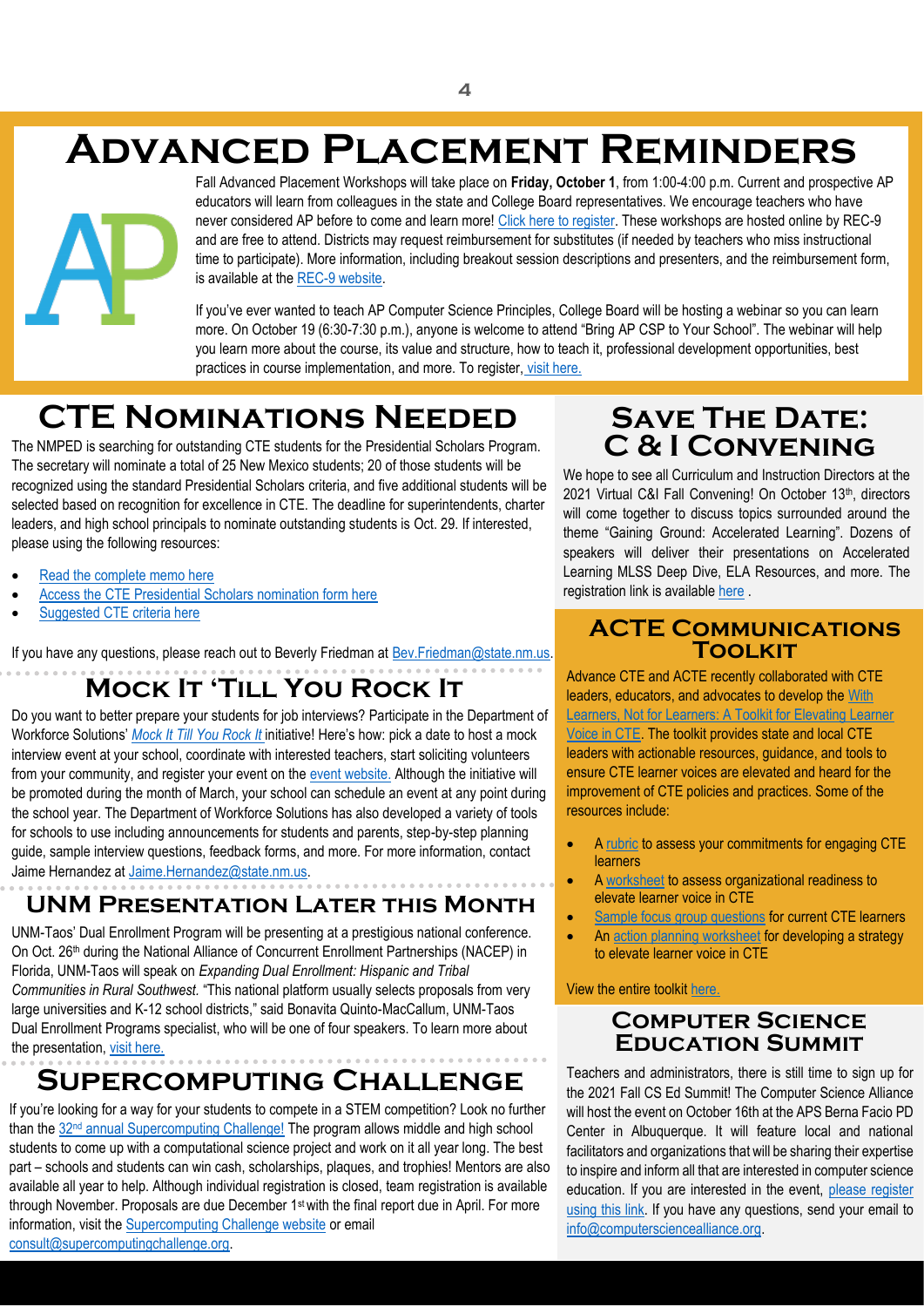# Advanced Placement Reminders

Fall Advanced Placement Workshops will take place on **Friday, October 1**, from 1:00-4:00 p.m. Current and prospective AP educators will learn from colleagues in the state and College Board representatives. We encourage teachers who have never considered AP before to come and learn more! Click here to register. These workshops are hosted online by REC-9 and are free to attend. Districts may request reimbursement for substitutes (if needed by teachers who miss instructional time to participate). More information, including breakout session descriptions and presenters, and the reimbursement form, is available at the REC-9 website.

If you've ever wanted to teach AP Computer Science Principles, College Board will be hosting a webinar so you can learn more. On October 19 (6:30-7:30 p.m.), anyone is welcome to attend "Bring AP CSP to Your School". The webinar will help you learn more about the course, its value and structure, how to teach it, professional development opportunities, best practices in course implementation, and more. To register, visit here.

## CTE Nominations Needed

The NMPED is searching for outstanding CTE students for the Presidential Scholars Program. The secretary will nominate a total of 25 New Mexico students; 20 of those students will be recognized using the standard Presidential Scholars criteria, and five additional students will be selected based on recognition for excellence in CTE. The deadline for superintendents, charter leaders, and high school principals to nominate outstanding students is Oct. 29. If interested, please using the following resources:

- Read the complete memo here
- Access the CTE Presidential Scholars nomination form here
- Suggested CTE criteria here

If you have any questions, please reach out to Beverly Friedman at Bev.Friedman@state.nm.us.

## Mock It 'Till You Rock It

Do you want to better prepare your students for job interviews? Participate in the Department of Workforce Solutions' *Mock It Till You Rock It* initiative! Here's how: pick a date to host a mock interview event at your school, coordinate with interested teachers, start soliciting volunteers from your community, and register your event on the event website. Although the initiative will be promoted during the month of March, your school can schedule an event at any point during the school year. The Department of Workforce Solutions has also developed a variety of tools for schools to use including announcements for students and parents, step-by-step planning guide, sample interview questions, feedback forms, and more. For more information, contact Jaime Hernandez at Jaime.Hernandez@state.nm.us.

## UNM Presentation Later this Month

UNM-Taos' Dual Enrollment Program will be presenting at a prestigious national conference. On Oct. 26th during the National Alliance of Concurrent Enrollment Partnerships (NACEP) in Florida, UNM-Taos will speak on *Expanding Dual Enrollment: Hispanic and Tribal Communities in Rural Southwest.* "This national platform usually selects proposals from very large universities and K-12 school districts," said Bonavita Quinto-MacCallum, UNM-Taos Dual Enrollment Programs specialist, who will be one of four speakers. To learn more about the presentation, visit here.

## Supercomputing Challenge

If you're looking for a way for your students to compete in a STEM competition? Look no further than the 32nd annual Supercomputing Challenge! The program allows middle and high school students to come up with a computational science project and work on it all year long. The best part – schools and students can win cash, scholarships, plaques, and trophies! Mentors are also available all year to help. Although individual registration is closed, team registration is available through November. Proposals are due December 1st with the final report due in April. For more information, visit the Supercomputing Challenge website or email consult@supercomputingchallenge.org.

## Save The Date: C & I Convening

We hope to see all Curriculum and Instruction Directors at the 2021 Virtual C&I Fall Convening! On October 13th, directors will come together to discuss topics surrounded around the theme "Gaining Ground: Accelerated Learning". Dozens of speakers will deliver their presentations on Accelerated Learning MLSS Deep Dive, ELA Resources, and more. The registration link is available here .

## ACTE Communications Toolkit

Advance CTE and ACTE recently collaborated with CTE leaders, educators, and advocates to develop the With Learners, Not for Learners: A Toolkit for Elevating Learner Voice in CTE. The toolkit provides state and local CTE leaders with actionable resources, guidance, and tools to ensure CTE learner voices are elevated and heard for the improvement of CTE policies and practices. Some of the resources include:

- A rubric to assess your commitments for engaging CTE learners
- A worksheet to assess organizational readiness to elevate learner voice in CTE
- Sample focus group questions for current CTE learners
- An action planning worksheet for developing a strategy to elevate learner voice in CTE

View the entire toolkit here.

## Computer Science Education Summit

Teachers and administrators, there is still time to sign up for the 2021 Fall CS Ed Summit! The Computer Science Alliance will host the event on October 16th at the APS Berna Facio PD Center in Albuquerque. It will feature local and national facilitators and organizations that will be sharing their expertise to inspire and inform all that are interested in computer science education. If you are interested in the event, please register using this link. If you have any questions, send your email to info@computersciencealliance.org.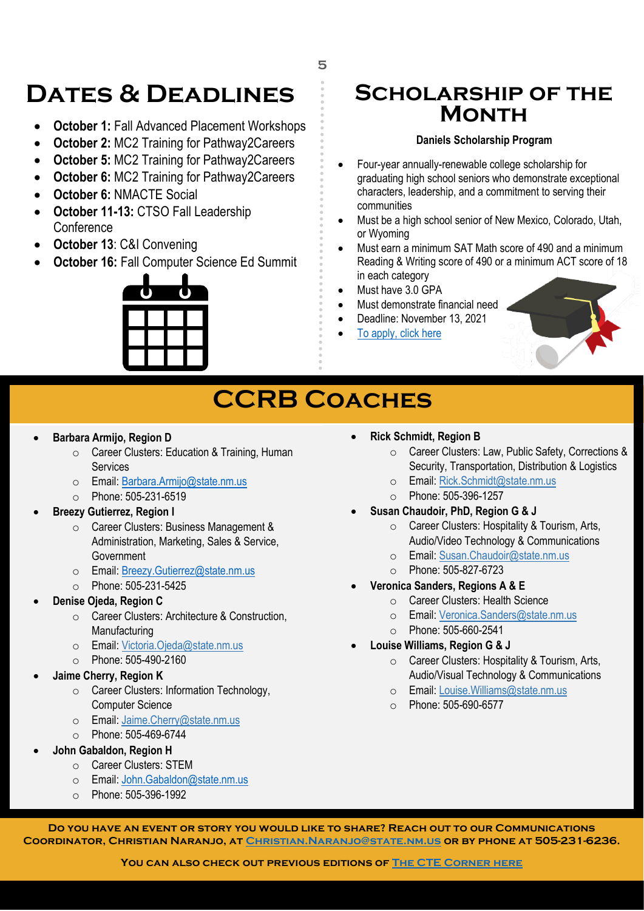# Dates & Deadlines

- **October 1:** Fall Advanced Placement Workshops
- **October 2:** MC2 Training for Pathway2Careers
- **October 5:** MC2 Training for Pathway2Careers
- **October 6:** MC2 Training for Pathway2Careers
- **October 6:** NMACTE Social
- **October 11-13:** CTSO Fall Leadership Conference
- **October 13**: C&I Convening
- **October 16:** Fall Computer Science Ed Summit

# Scholarship of the Month

**Daniels Scholarship Program**

- Four-year annually-renewable college scholarship for graduating high school seniors who demonstrate exceptional characters, leadership, and a commitment to serving their communities
- Must be a high school senior of New Mexico, Colorado, Utah, or Wyoming
- Must earn a minimum SAT Math score of 490 and a minimum Reading & Writing score of 490 or a minimum ACT score of 18 in each category
- Must have 3.0 GPA
- Must demonstrate financial need
- Deadline: November 13, 2021
- To apply, click here

# CCRB Coaches

- **Barbara Armijo, Region D**
  - Career Clusters: Education & Training, Human Services
  - Email: Barbara.Armijo@state.nm.us
  - Phone: 505-231-6519
- **Breezy Gutierrez, Region I**
  - Career Clusters: Business Management & Administration, Marketing, Sales & Service, Government
  - Email: Breezy.Gutierrez@state.nm.us
  - Phone: 505-231-5425
- **Denise Ojeda, Region C**
  - Career Clusters: Architecture & Construction, Manufacturing
  - Email: Victoria.Ojeda@state.nm.us
  - Phone: 505-490-2160
- **Jaime Cherry, Region K**
  - Career Clusters: Information Technology, Computer Science
  - Email: Jaime.Cherry@state.nm.us
  - Phone: 505-469-6744
- **John Gabaldon, Region H**
  - Career Clusters: STEM
  - Email: John.Gabaldon@state.nm.us
  - Phone: 505-396-1992
- **Rick Schmidt, Region B**
  - Career Clusters: Law, Public Safety, Corrections & Security, Transportation, Distribution & Logistics
  - Email: Rick.Schmidt@state.nm.us
  - Phone: 505-396-1257
- **Susan Chaudoir, PhD, Region G & J**
  - Career Clusters: Hospitality & Tourism, Arts, Audio/Video Technology & Communications
  - Email: Susan.Chaudoir@state.nm.us
  - Phone: 505-827-6723
- **Veronica Sanders, Regions A & E**
  - Career Clusters: Health Science
  - Email: Veronica.Sanders@state.nm.us
  - Phone: 505-660-2541
- **Louise Williams, Region G & J**
  - Career Clusters: Hospitality & Tourism, Arts, Audio/Visual Technology & Communications
  - Email: Louise.Williams@state.nm.us
  - Phone: 505-690-6577

**Do you have an event or story you would like to share? Reach out to our Communications Coordinator, Christian Naranjo, at Christian.Naranjo@state.nm.us or by phone at 505-231-6236.**

**You can also check out previous editions of The CTE Corner here**